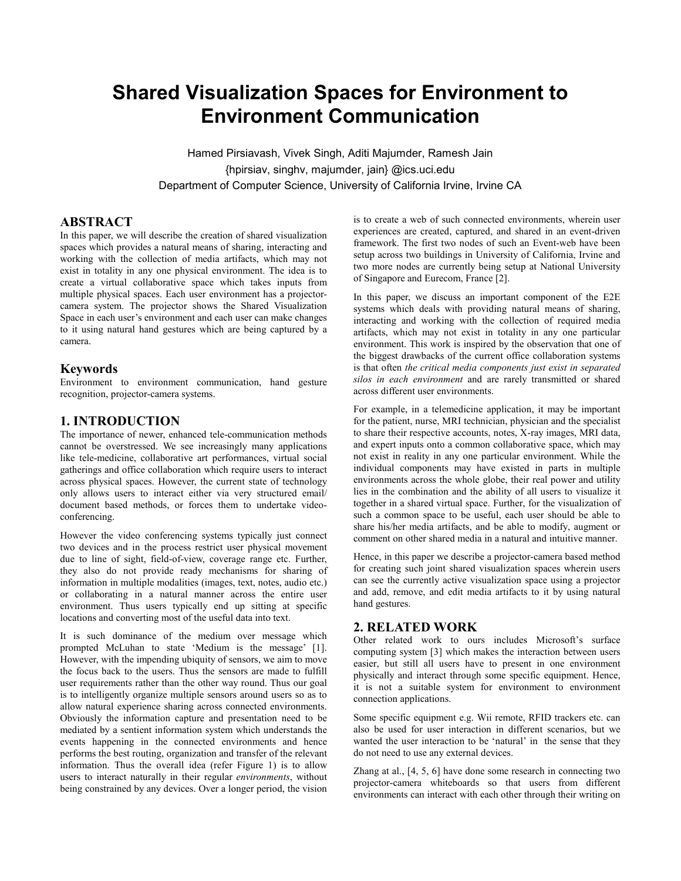# Shared Visualization Spaces for Environment to Environment Communication

Hamed Pirsiavash, Vivek Singh, Aditi Majumder, Ramesh Jain
{hpirsiav, singhv, majumder, jain} @ics.uci.edu
Department of Computer Science, University of California Irvine, Irvine CA

## ABSTRACT

In this paper, we will describe the creation of shared visualization spaces which provides a natural means of sharing, interacting and working with the collection of media artifacts, which may not exist in totality in any one physical environment. The idea is to create a virtual collaborative space which takes inputs from multiple physical spaces. Each user environment has a projector-camera system. The projector shows the Shared Visualization Space in each user's environment and each user can make changes to it using natural hand gestures which are being captured by a camera.

## Keywords

Environment to environment communication, hand gesture recognition, projector-camera systems.

## 1. INTRODUCTION

The importance of newer, enhanced tele-communication methods cannot be overstressed. We see increasingly many applications like tele-medicine, collaborative art performances, virtual social gatherings and office collaboration which require users to interact across physical spaces. However, the current state of technology only allows users to interact either via very structured email/ document based methods, or forces them to undertake video-conferencing.

However the video conferencing systems typically just connect two devices and in the process restrict user physical movement due to line of sight, field-of-view, coverage range etc. Further, they also do not provide ready mechanisms for sharing of information in multiple modalities (images, text, notes, audio etc.) or collaborating in a natural manner across the entire user environment. Thus users typically end up sitting at specific locations and converting most of the useful data into text.

It is such dominance of the medium over message which prompted McLuhan to state 'Medium is the message' [1]. However, with the impending ubiquity of sensors, we aim to move the focus back to the users. Thus the sensors are made to fulfill user requirements rather than the other way round. Thus our goal is to intelligently organize multiple sensors around users so as to allow natural experience sharing across connected environments. Obviously the information capture and presentation need to be mediated by a sentient information system which understands the events happening in the connected environments and hence performs the best routing, organization and transfer of the relevant information. Thus the overall idea (refer Figure 1) is to allow users to interact naturally in their regular *environments*, without being constrained by any devices. Over a longer period, the vision is to create a web of such connected environments, wherein user experiences are created, captured, and shared in an event-driven framework. The first two nodes of such an Event-web have been setup across two buildings in University of California, Irvine and two more nodes are currently being setup at National University of Singapore and Eurecom, France [2].

In this paper, we discuss an important component of the E2E systems which deals with providing natural means of sharing, interacting and working with the collection of required media artifacts, which may not exist in totality in any one particular environment. This work is inspired by the observation that one of the biggest drawbacks of the current office collaboration systems is that often *the critical media components just exist in separated silos in each environment* and are rarely transmitted or shared across different user environments.

For example, in a telemedicine application, it may be important for the patient, nurse, MRI technician, physician and the specialist to share their respective accounts, notes, X-ray images, MRI data, and expert inputs onto a common collaborative space, which may not exist in reality in any one particular environment. While the individual components may have existed in parts in multiple environments across the whole globe, their real power and utility lies in the combination and the ability of all users to visualize it together in a shared virtual space. Further, for the visualization of such a common space to be useful, each user should be able to share his/her media artifacts, and be able to modify, augment or comment on other shared media in a natural and intuitive manner.

Hence, in this paper we describe a projector-camera based method for creating such joint shared visualization spaces wherein users can see the currently active visualization space using a projector and add, remove, and edit media artifacts to it by using natural hand gestures.

## 2. RELATED WORK

Other related work to ours includes Microsoft's surface computing system [3] which makes the interaction between users easier, but still all users have to present in one environment physically and interact through some specific equipment. Hence, it is not a suitable system for environment to environment connection applications.

Some specific equipment e.g. Wii remote, RFID trackers etc. can also be used for user interaction in different scenarios, but we wanted the user interaction to be 'natural' in the sense that they do not need to use any external devices.

Zhang at al., [4, 5, 6] have done some research in connecting two projector-camera whiteboards so that users from different environments can interact with each other through their writing on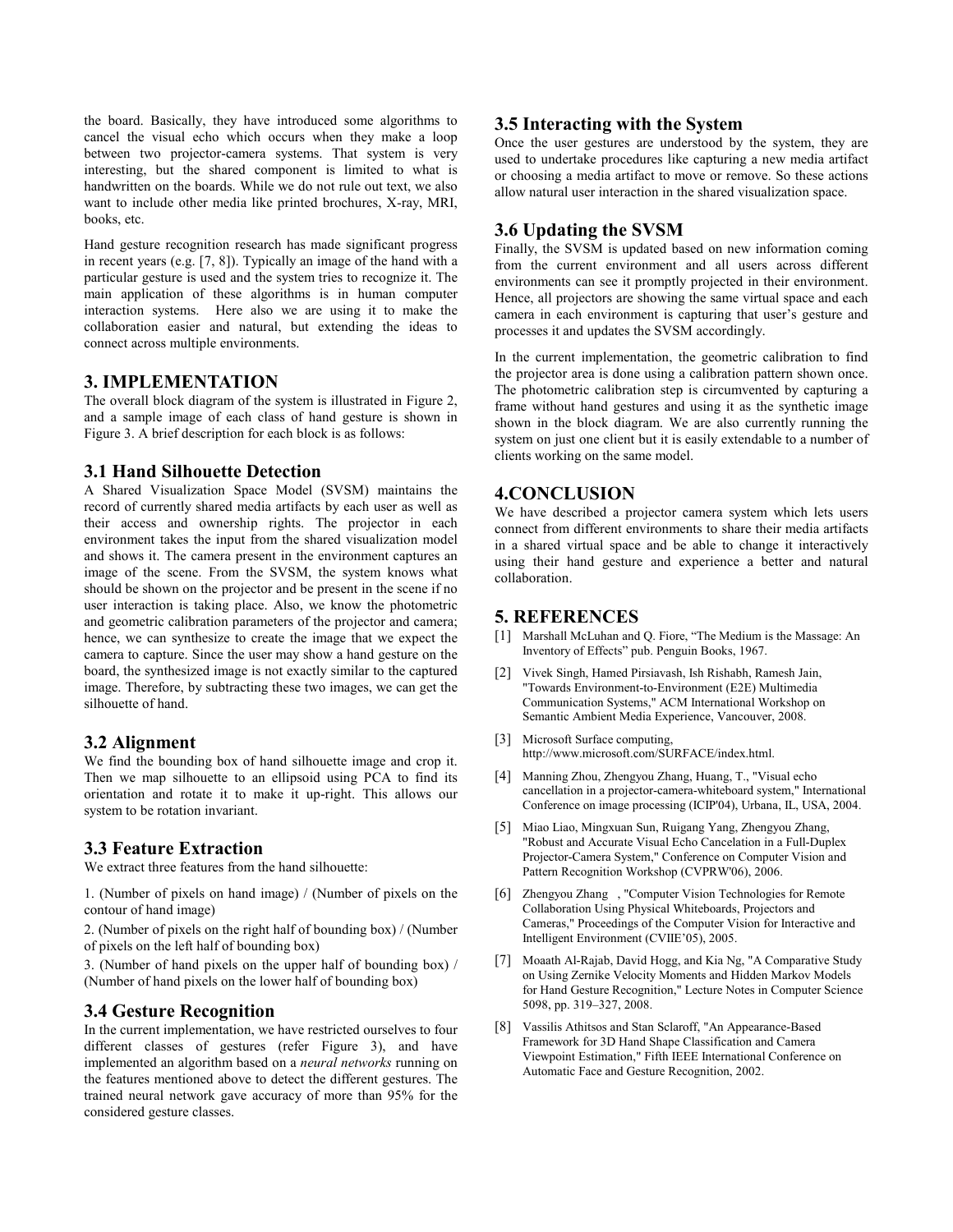the board. Basically, they have introduced some algorithms to cancel the visual echo which occurs when they make a loop between two projector-camera systems. That system is very interesting, but the shared component is limited to what is handwritten on the boards. While we do not rule out text, we also want to include other media like printed brochures, X-ray, MRI, books, etc.

Hand gesture recognition research has made significant progress in recent years (e.g. [7, 8]). Typically an image of the hand with a particular gesture is used and the system tries to recognize it. The main application of these algorithms is in human computer interaction systems. Here also we are using it to make the collaboration easier and natural, but extending the ideas to connect across multiple environments.

## 3. IMPLEMENTATION

The overall block diagram of the system is illustrated in Figure 2, and a sample image of each class of hand gesture is shown in Figure 3. A brief description for each block is as follows:

### 3.1 Hand Silhouette Detection

A Shared Visualization Space Model (SVSM) maintains the record of currently shared media artifacts by each user as well as their access and ownership rights. The projector in each environment takes the input from the shared visualization model and shows it. The camera present in the environment captures an image of the scene. From the SVSM, the system knows what should be shown on the projector and be present in the scene if no user interaction is taking place. Also, we know the photometric and geometric calibration parameters of the projector and camera; hence, we can synthesize to create the image that we expect the camera to capture. Since the user may show a hand gesture on the board, the synthesized image is not exactly similar to the captured image. Therefore, by subtracting these two images, we can get the silhouette of hand.

### 3.2 Alignment

We find the bounding box of hand silhouette image and crop it. Then we map silhouette to an ellipsoid using PCA to find its orientation and rotate it to make it up-right. This allows our system to be rotation invariant.

### 3.3 Feature Extraction

We extract three features from the hand silhouette:

1. (Number of pixels on hand image) / (Number of pixels on the contour of hand image)

2. (Number of pixels on the right half of bounding box) / (Number of pixels on the left half of bounding box)

3. (Number of hand pixels on the upper half of bounding box) / (Number of hand pixels on the lower half of bounding box)

### 3.4 Gesture Recognition

In the current implementation, we have restricted ourselves to four different classes of gestures (refer Figure 3), and have implemented an algorithm based on a *neural networks* running on the features mentioned above to detect the different gestures. The trained neural network gave accuracy of more than 95% for the considered gesture classes.

### 3.5 Interacting with the System

Once the user gestures are understood by the system, they are used to undertake procedures like capturing a new media artifact or choosing a media artifact to move or remove. So these actions allow natural user interaction in the shared visualization space.

### 3.6 Updating the SVSM

Finally, the SVSM is updated based on new information coming from the current environment and all users across different environments can see it promptly projected in their environment. Hence, all projectors are showing the same virtual space and each camera in each environment is capturing that user's gesture and processes it and updates the SVSM accordingly.

In the current implementation, the geometric calibration to find the projector area is done using a calibration pattern shown once. The photometric calibration step is circumvented by capturing a frame without hand gestures and using it as the synthetic image shown in the block diagram. We are also currently running the system on just one client but it is easily extendable to a number of clients working on the same model.

## 4.CONCLUSION

We have described a projector camera system which lets users connect from different environments to share their media artifacts in a shared virtual space and be able to change it interactively using their hand gesture and experience a better and natural collaboration.

## 5. REFERENCES

[1] Marshall McLuhan and Q. Fiore, "The Medium is the Massage: An Inventory of Effects" pub. Penguin Books, 1967.

[2] Vivek Singh, Hamed Pirsiavash, Ish Rishabh, Ramesh Jain, "Towards Environment-to-Environment (E2E) Multimedia Communication Systems," ACM International Workshop on Semantic Ambient Media Experience, Vancouver, 2008.

[3] Microsoft Surface computing, http://www.microsoft.com/SURFACE/index.html.

[4] Manning Zhou, Zhengyou Zhang, Huang, T., "Visual echo cancellation in a projector-camera-whiteboard system," International Conference on image processing (ICIP'04), Urbana, IL, USA, 2004.

[5] Miao Liao, Mingxuan Sun, Ruigang Yang, Zhengyou Zhang, "Robust and Accurate Visual Echo Cancelation in a Full-Duplex Projector-Camera System," Conference on Computer Vision and Pattern Recognition Workshop (CVPRW'06), 2006.

[6] Zhengyou Zhang , "Computer Vision Technologies for Remote Collaboration Using Physical Whiteboards, Projectors and Cameras," Proceedings of the Computer Vision for Interactive and Intelligent Environment (CVIIE'05), 2005.

[7] Moaath Al-Rajab, David Hogg, and Kia Ng, "A Comparative Study on Using Zernike Velocity Moments and Hidden Markov Models for Hand Gesture Recognition," Lecture Notes in Computer Science 5098, pp. 319–327, 2008.

[8] Vassilis Athitsos and Stan Sclaroff, "An Appearance-Based Framework for 3D Hand Shape Classification and Camera Viewpoint Estimation," Fifth IEEE International Conference on Automatic Face and Gesture Recognition, 2002.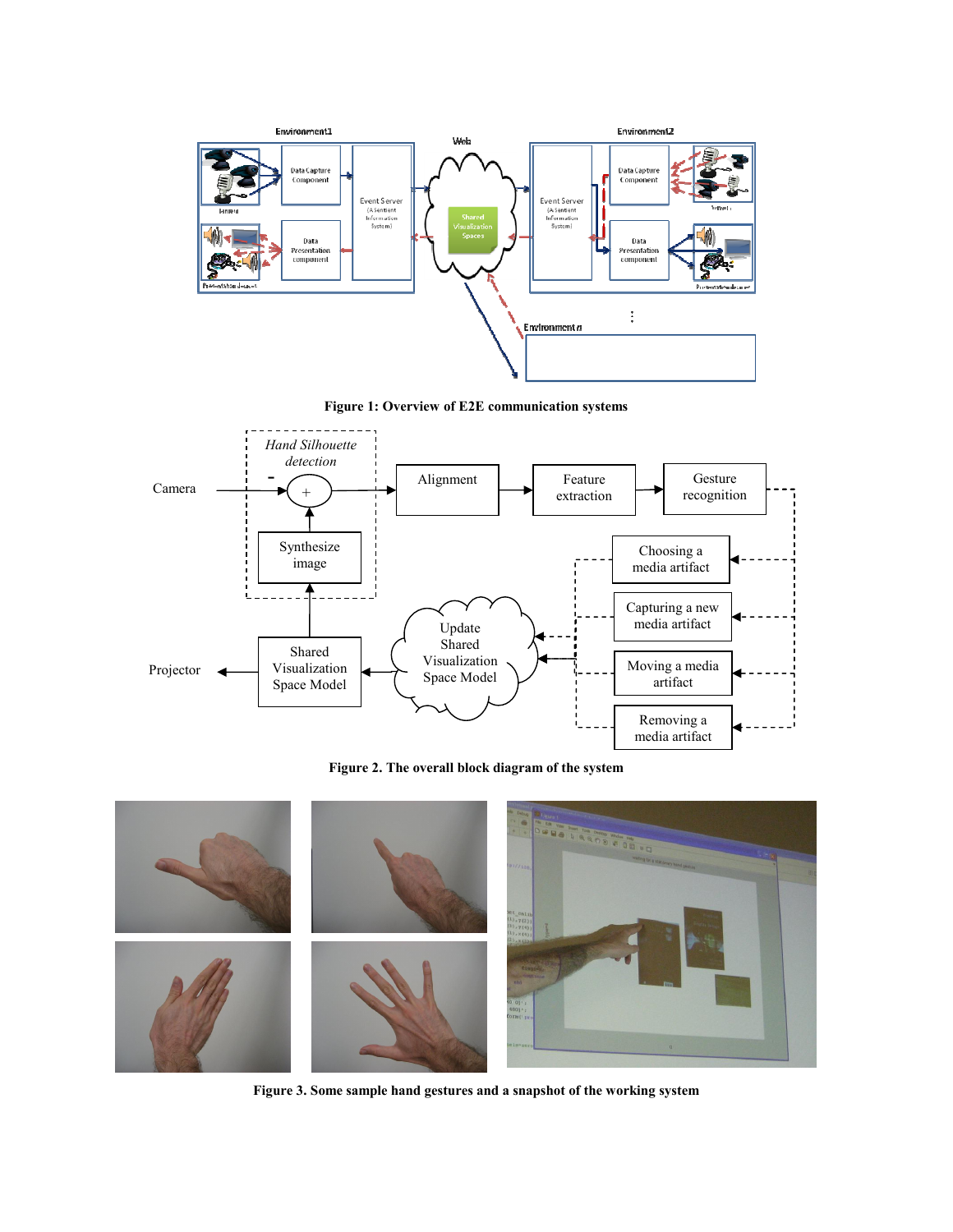**Figure 1: Overview of E2E communication systems**

**Figure 2. The overall block diagram of the system**

**Figure 3. Some sample hand gestures and a snapshot of the working system**